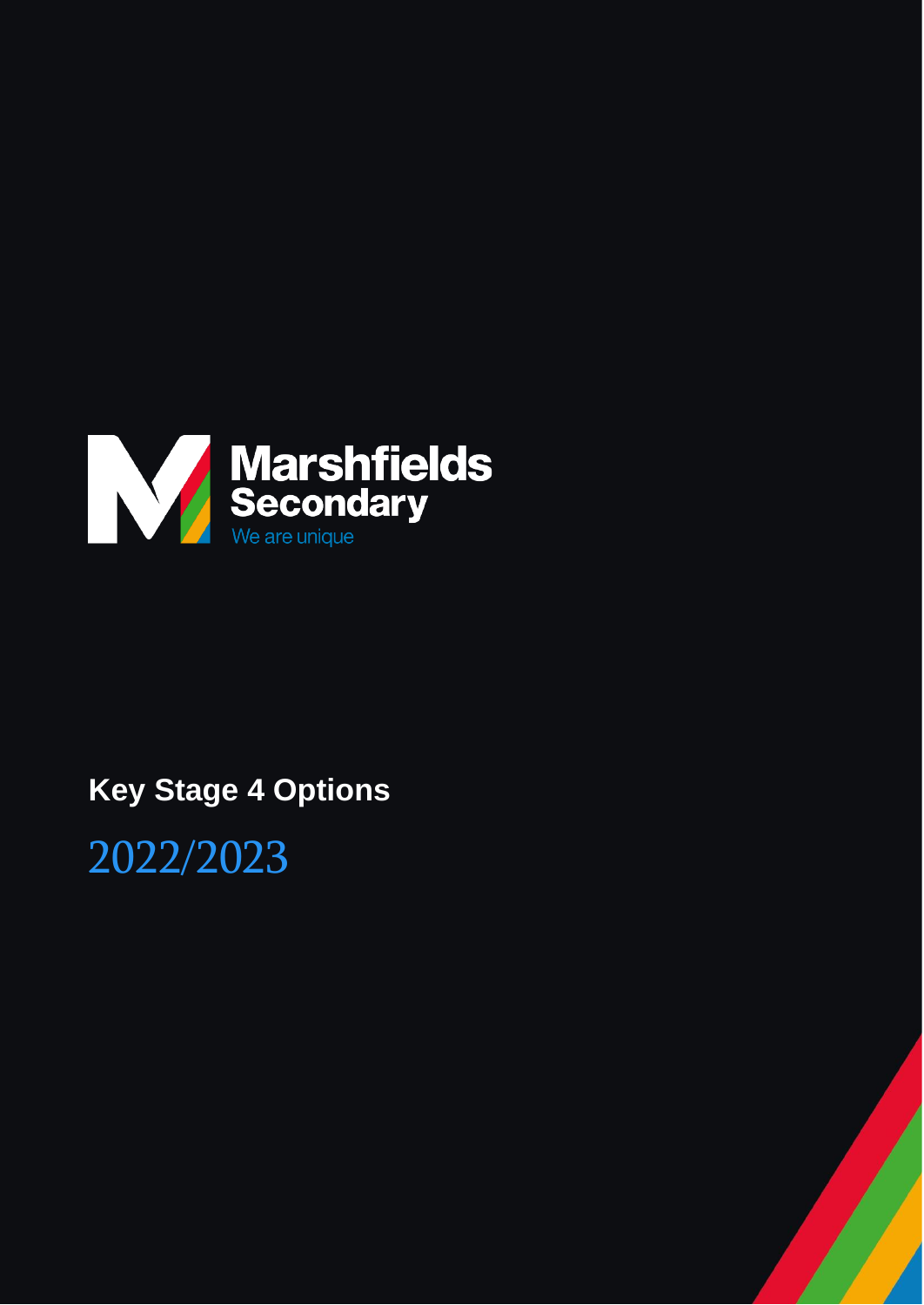Marshfields Secondary

We are unique

# Key Stage 4 Options

2022/2023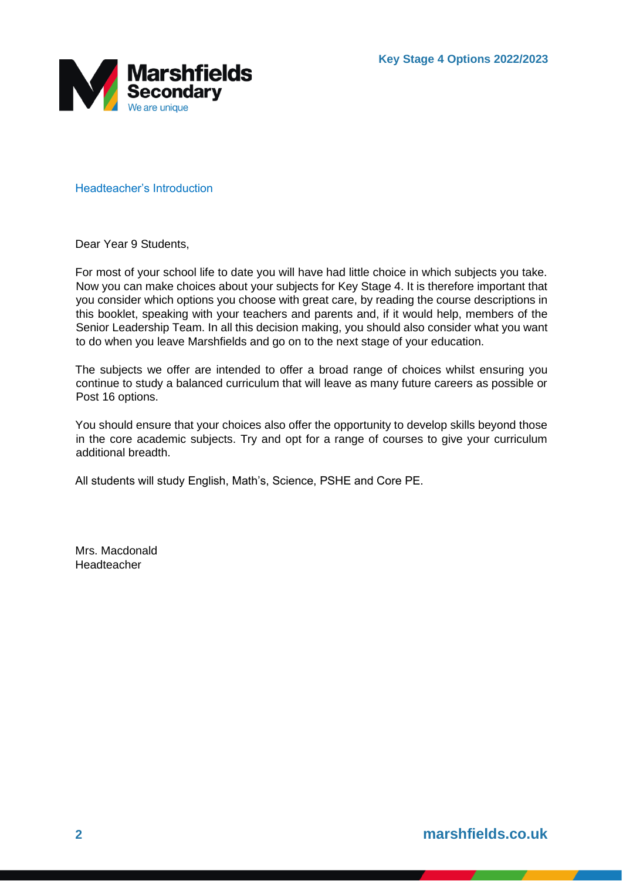## Headteacher's Introduction

Dear Year 9 Students,

For most of your school life to date you will have had little choice in which subjects you take. Now you can make choices about your subjects for Key Stage 4. It is therefore important that you consider which options you choose with great care, by reading the course descriptions in this booklet, speaking with your teachers and parents and, if it would help, members of the Senior Leadership Team. In all this decision making, you should also consider what you want to do when you leave Marshfields and go on to the next stage of your education.

The subjects we offer are intended to offer a broad range of choices whilst ensuring you continue to study a balanced curriculum that will leave as many future careers as possible or Post 16 options.

You should ensure that your choices also offer the opportunity to develop skills beyond those in the core academic subjects. Try and opt for a range of courses to give your curriculum additional breadth.

All students will study English, Math's, Science, PSHE and Core PE.

Mrs. Macdonald
Headteacher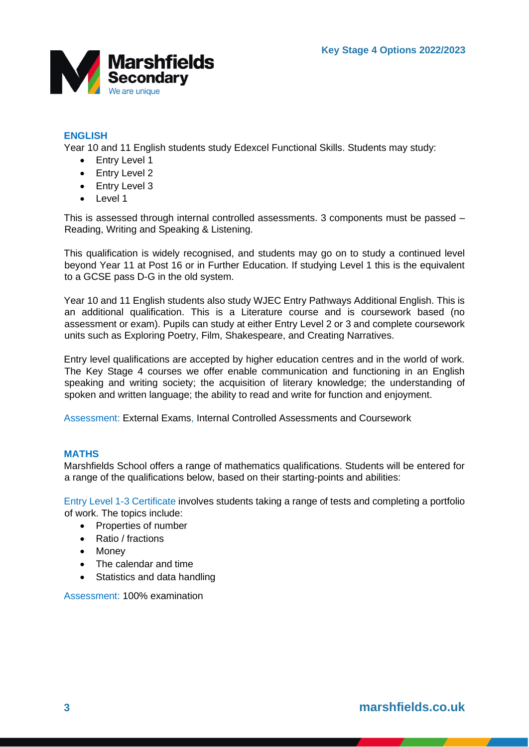## ENGLISH

Year 10 and 11 English students study Edexcel Functional Skills. Students may study:

- Entry Level 1
- Entry Level 2
- Entry Level 3
- Level 1

This is assessed through internal controlled assessments. 3 components must be passed – Reading, Writing and Speaking & Listening.

This qualification is widely recognised, and students may go on to study a continued level beyond Year 11 at Post 16 or in Further Education. If studying Level 1 this is the equivalent to a GCSE pass D-G in the old system.

Year 10 and 11 English students also study WJEC Entry Pathways Additional English. This is an additional qualification. This is a Literature course and is coursework based (no assessment or exam). Pupils can study at either Entry Level 2 or 3 and complete coursework units such as Exploring Poetry, Film, Shakespeare, and Creating Narratives.

Entry level qualifications are accepted by higher education centres and in the world of work. The Key Stage 4 courses we offer enable communication and functioning in an English speaking and writing society; the acquisition of literary knowledge; the understanding of spoken and written language; the ability to read and write for function and enjoyment.

Assessment: External Exams, Internal Controlled Assessments and Coursework

## MATHS

Marshfields School offers a range of mathematics qualifications. Students will be entered for a range of the qualifications below, based on their starting-points and abilities:

Entry Level 1-3 Certificate involves students taking a range of tests and completing a portfolio of work. The topics include:

- Properties of number
- Ratio / fractions
- Money
- The calendar and time
- Statistics and data handling

Assessment: 100% examination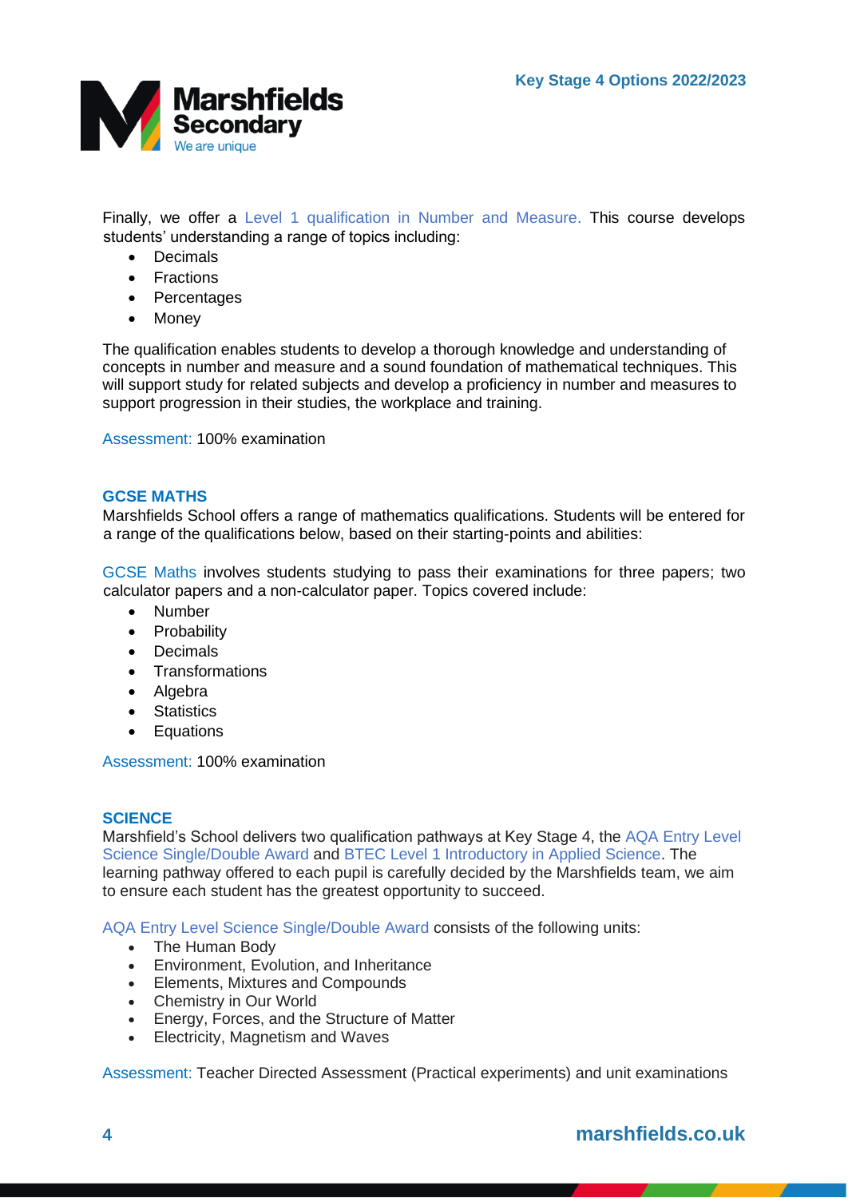Finally, we offer a Level 1 qualification in Number and Measure. This course develops students' understanding a range of topics including:

- Decimals
- Fractions
- Percentages
- Money

The qualification enables students to develop a thorough knowledge and understanding of concepts in number and measure and a sound foundation of mathematical techniques. This will support study for related subjects and develop a proficiency in number and measures to support progression in their studies, the workplace and training.

Assessment: 100% examination

## GCSE MATHS

Marshfields School offers a range of mathematics qualifications. Students will be entered for a range of the qualifications below, based on their starting-points and abilities:

GCSE Maths involves students studying to pass their examinations for three papers; two calculator papers and a non-calculator paper. Topics covered include:

- Number
- Probability
- Decimals
- Transformations
- Algebra
- Statistics
- Equations

Assessment: 100% examination

## SCIENCE

Marshfield's School delivers two qualification pathways at Key Stage 4, the AQA Entry Level Science Single/Double Award and BTEC Level 1 Introductory in Applied Science. The learning pathway offered to each pupil is carefully decided by the Marshfields team, we aim to ensure each student has the greatest opportunity to succeed.

AQA Entry Level Science Single/Double Award consists of the following units:

- The Human Body
- Environment, Evolution, and Inheritance
- Elements, Mixtures and Compounds
- Chemistry in Our World
- Energy, Forces, and the Structure of Matter
- Electricity, Magnetism and Waves

Assessment: Teacher Directed Assessment (Practical experiments) and unit examinations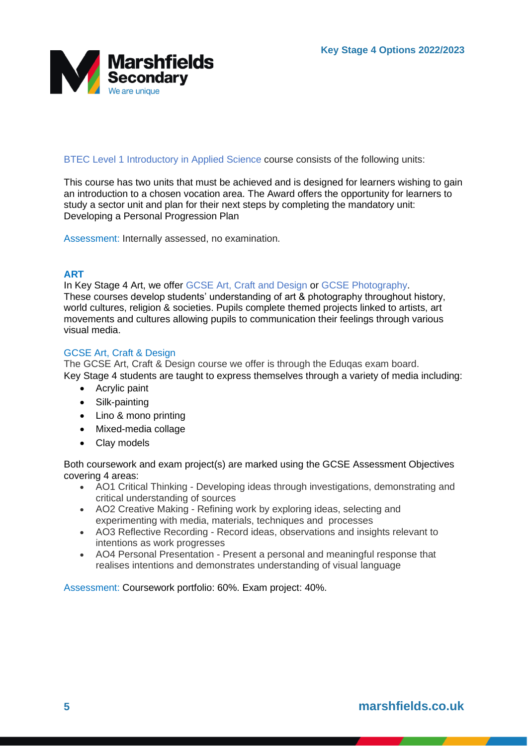BTEC Level 1 Introductory in Applied Science course consists of the following units:

This course has two units that must be achieved and is designed for learners wishing to gain an introduction to a chosen vocation area. The Award offers the opportunity for learners to study a sector unit and plan for their next steps by completing the mandatory unit: Developing a Personal Progression Plan

Assessment: Internally assessed, no examination.

## ART

In Key Stage 4 Art, we offer GCSE Art, Craft and Design or GCSE Photography. These courses develop students' understanding of art & photography throughout history, world cultures, religion & societies. Pupils complete themed projects linked to artists, art movements and cultures allowing pupils to communication their feelings through various visual media.

### GCSE Art, Craft & Design

The GCSE Art, Craft & Design course we offer is through the Eduqas exam board.
Key Stage 4 students are taught to express themselves through a variety of media including:

- Acrylic paint
- Silk-painting
- Lino & mono printing
- Mixed-media collage
- Clay models

Both coursework and exam project(s) are marked using the GCSE Assessment Objectives covering 4 areas:

- AO1 Critical Thinking - Developing ideas through investigations, demonstrating and critical understanding of sources
- AO2 Creative Making - Refining work by exploring ideas, selecting and experimenting with media, materials, techniques and processes
- AO3 Reflective Recording - Record ideas, observations and insights relevant to intentions as work progresses
- AO4 Personal Presentation - Present a personal and meaningful response that realises intentions and demonstrates understanding of visual language

Assessment: Coursework portfolio: 60%. Exam project: 40%.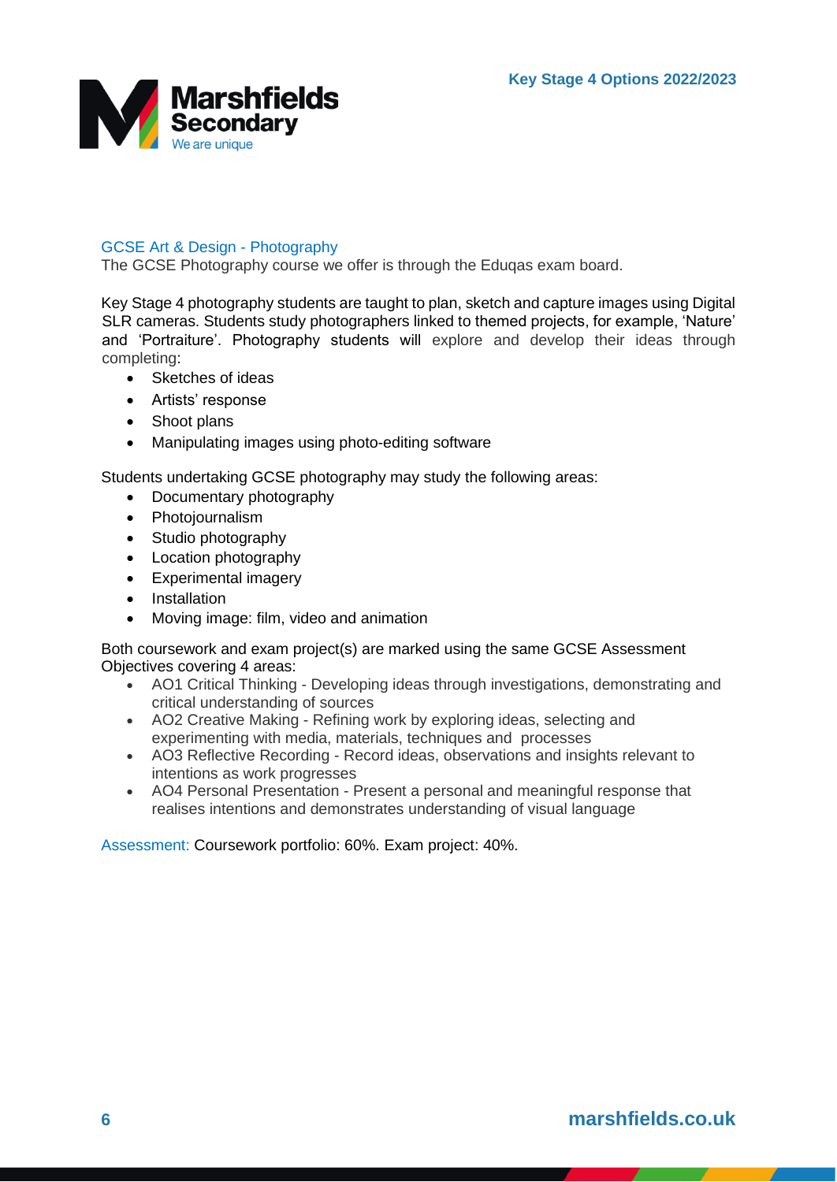## GCSE Art & Design - Photography

The GCSE Photography course we offer is through the Eduqas exam board.

Key Stage 4 photography students are taught to plan, sketch and capture images using Digital SLR cameras. Students study photographers linked to themed projects, for example, 'Nature' and 'Portraiture'. Photography students will explore and develop their ideas through completing:

- Sketches of ideas
- Artists' response
- Shoot plans
- Manipulating images using photo-editing software

Students undertaking GCSE photography may study the following areas:

- Documentary photography
- Photojournalism
- Studio photography
- Location photography
- Experimental imagery
- Installation
- Moving image: film, video and animation

Both coursework and exam project(s) are marked using the same GCSE Assessment Objectives covering 4 areas:

- AO1 Critical Thinking - Developing ideas through investigations, demonstrating and critical understanding of sources
- AO2 Creative Making - Refining work by exploring ideas, selecting and experimenting with media, materials, techniques and processes
- AO3 Reflective Recording - Record ideas, observations and insights relevant to intentions as work progresses
- AO4 Personal Presentation - Present a personal and meaningful response that realises intentions and demonstrates understanding of visual language

Assessment: Coursework portfolio: 60%. Exam project: 40%.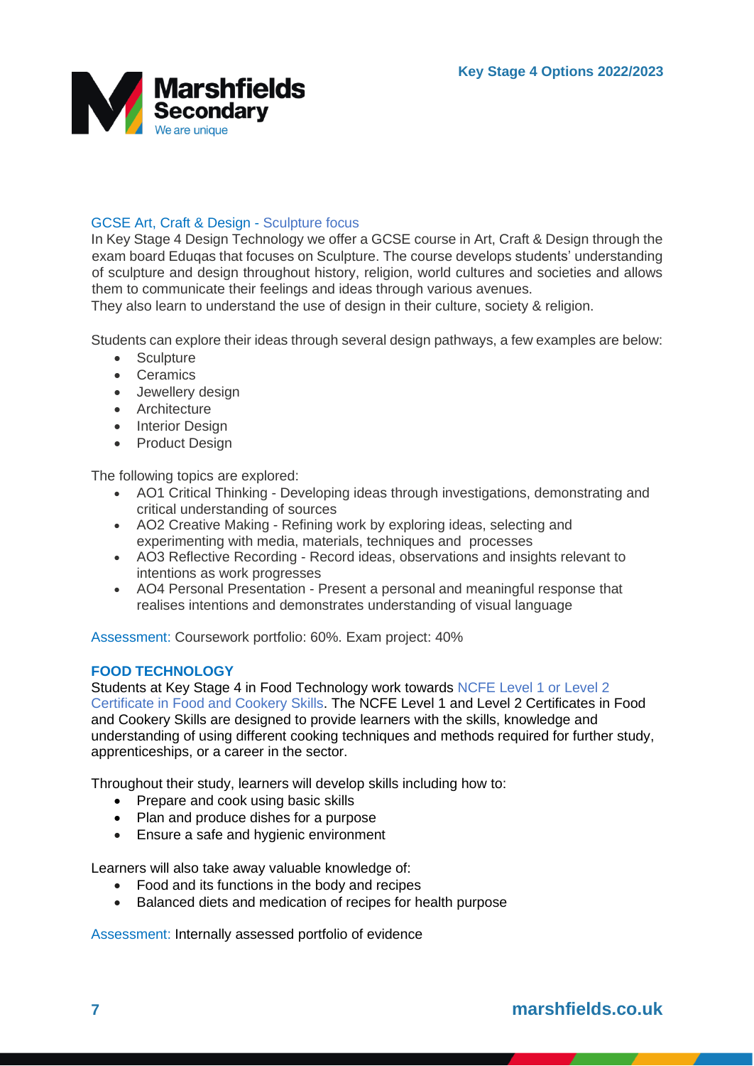## GCSE Art, Craft & Design - Sculpture focus

In Key Stage 4 Design Technology we offer a GCSE course in Art, Craft & Design through the exam board Eduqas that focuses on Sculpture. The course develops students' understanding of sculpture and design throughout history, religion, world cultures and societies and allows them to communicate their feelings and ideas through various avenues.
They also learn to understand the use of design in their culture, society & religion.

Students can explore their ideas through several design pathways, a few examples are below:

- Sculpture
- Ceramics
- Jewellery design
- Architecture
- Interior Design
- Product Design

The following topics are explored:

- AO1 Critical Thinking - Developing ideas through investigations, demonstrating and critical understanding of sources
- AO2 Creative Making - Refining work by exploring ideas, selecting and experimenting with media, materials, techniques and processes
- AO3 Reflective Recording - Record ideas, observations and insights relevant to intentions as work progresses
- AO4 Personal Presentation - Present a personal and meaningful response that realises intentions and demonstrates understanding of visual language

Assessment: Coursework portfolio: 60%. Exam project: 40%

## FOOD TECHNOLOGY

Students at Key Stage 4 in Food Technology work towards NCFE Level 1 or Level 2 Certificate in Food and Cookery Skills. The NCFE Level 1 and Level 2 Certificates in Food and Cookery Skills are designed to provide learners with the skills, knowledge and understanding of using different cooking techniques and methods required for further study, apprenticeships, or a career in the sector.

Throughout their study, learners will develop skills including how to:

- Prepare and cook using basic skills
- Plan and produce dishes for a purpose
- Ensure a safe and hygienic environment

Learners will also take away valuable knowledge of:

- Food and its functions in the body and recipes
- Balanced diets and medication of recipes for health purpose

Assessment: Internally assessed portfolio of evidence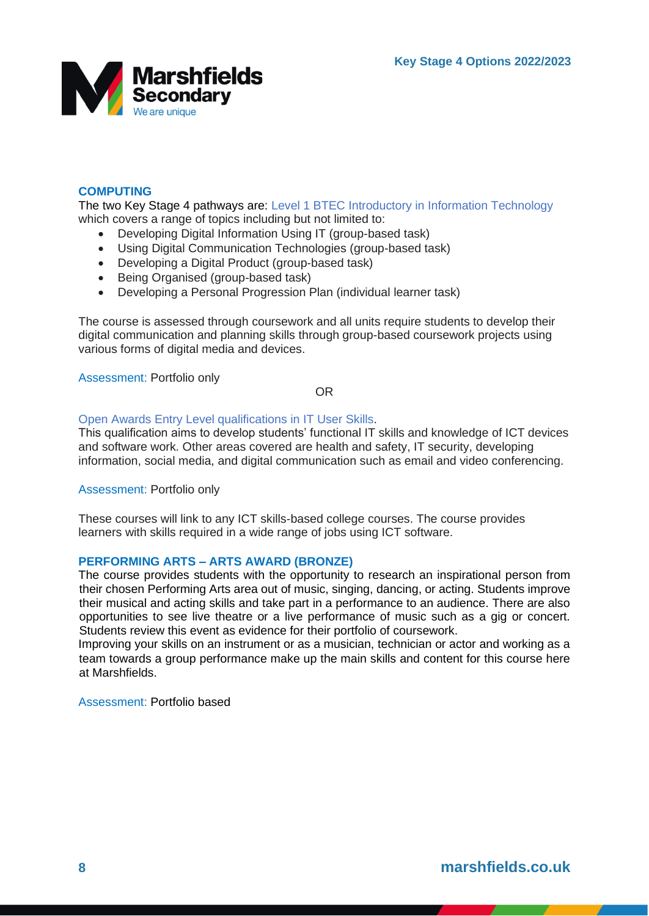## COMPUTING

The two Key Stage 4 pathways are: Level 1 BTEC Introductory in Information Technology which covers a range of topics including but not limited to:

- Developing Digital Information Using IT (group-based task)
- Using Digital Communication Technologies (group-based task)
- Developing a Digital Product (group-based task)
- Being Organised (group-based task)
- Developing a Personal Progression Plan (individual learner task)

The course is assessed through coursework and all units require students to develop their digital communication and planning skills through group-based coursework projects using various forms of digital media and devices.

Assessment: Portfolio only

OR

Open Awards Entry Level qualifications in IT User Skills.

This qualification aims to develop students' functional IT skills and knowledge of ICT devices and software work. Other areas covered are health and safety, IT security, developing information, social media, and digital communication such as email and video conferencing.

Assessment: Portfolio only

These courses will link to any ICT skills-based college courses. The course provides learners with skills required in a wide range of jobs using ICT software.

## PERFORMING ARTS – ARTS AWARD (BRONZE)

The course provides students with the opportunity to research an inspirational person from their chosen Performing Arts area out of music, singing, dancing, or acting. Students improve their musical and acting skills and take part in a performance to an audience. There are also opportunities to see live theatre or a live performance of music such as a gig or concert. Students review this event as evidence for their portfolio of coursework.

Improving your skills on an instrument or as a musician, technician or actor and working as a team towards a group performance make up the main skills and content for this course here at Marshfields.

Assessment: Portfolio based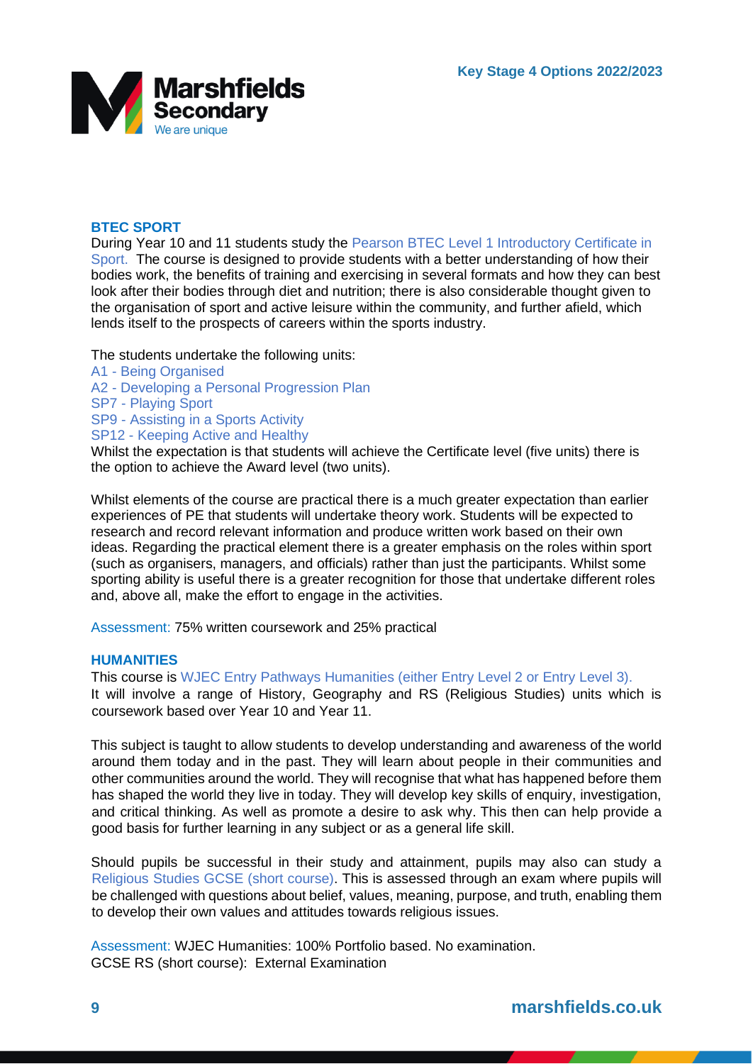## BTEC SPORT

During Year 10 and 11 students study the Pearson BTEC Level 1 Introductory Certificate in Sport. The course is designed to provide students with a better understanding of how their bodies work, the benefits of training and exercising in several formats and how they can best look after their bodies through diet and nutrition; there is also considerable thought given to the organisation of sport and active leisure within the community, and further afield, which lends itself to the prospects of careers within the sports industry.

The students undertake the following units:

- A1 - Being Organised
- A2 - Developing a Personal Progression Plan
- SP7 - Playing Sport
- SP9 - Assisting in a Sports Activity
- SP12 - Keeping Active and Healthy

Whilst the expectation is that students will achieve the Certificate level (five units) there is the option to achieve the Award level (two units).

Whilst elements of the course are practical there is a much greater expectation than earlier experiences of PE that students will undertake theory work. Students will be expected to research and record relevant information and produce written work based on their own ideas. Regarding the practical element there is a greater emphasis on the roles within sport (such as organisers, managers, and officials) rather than just the participants. Whilst some sporting ability is useful there is a greater recognition for those that undertake different roles and, above all, make the effort to engage in the activities.

Assessment: 75% written coursework and 25% practical

## HUMANITIES

This course is WJEC Entry Pathways Humanities (either Entry Level 2 or Entry Level 3). It will involve a range of History, Geography and RS (Religious Studies) units which is coursework based over Year 10 and Year 11.

This subject is taught to allow students to develop understanding and awareness of the world around them today and in the past. They will learn about people in their communities and other communities around the world. They will recognise that what has happened before them has shaped the world they live in today. They will develop key skills of enquiry, investigation, and critical thinking. As well as promote a desire to ask why. This then can help provide a good basis for further learning in any subject or as a general life skill.

Should pupils be successful in their study and attainment, pupils may also can study a Religious Studies GCSE (short course). This is assessed through an exam where pupils will be challenged with questions about belief, values, meaning, purpose, and truth, enabling them to develop their own values and attitudes towards religious issues.

Assessment: WJEC Humanities: 100% Portfolio based. No examination.
GCSE RS (short course): External Examination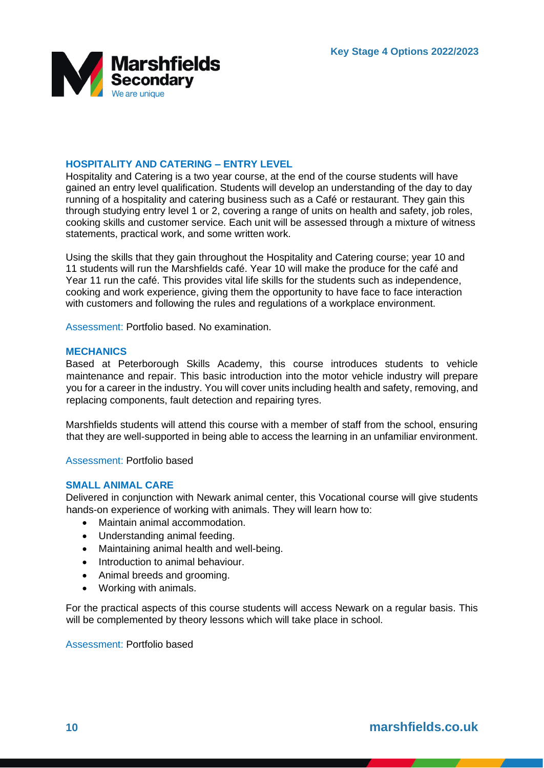## HOSPITALITY AND CATERING – ENTRY LEVEL

Hospitality and Catering is a two year course, at the end of the course students will have gained an entry level qualification. Students will develop an understanding of the day to day running of a hospitality and catering business such as a Café or restaurant. They gain this through studying entry level 1 or 2, covering a range of units on health and safety, job roles, cooking skills and customer service. Each unit will be assessed through a mixture of witness statements, practical work, and some written work.

Using the skills that they gain throughout the Hospitality and Catering course; year 10 and 11 students will run the Marshfields café. Year 10 will make the produce for the café and Year 11 run the café. This provides vital life skills for the students such as independence, cooking and work experience, giving them the opportunity to have face to face interaction with customers and following the rules and regulations of a workplace environment.

Assessment: Portfolio based. No examination.

## MECHANICS

Based at Peterborough Skills Academy, this course introduces students to vehicle maintenance and repair. This basic introduction into the motor vehicle industry will prepare you for a career in the industry. You will cover units including health and safety, removing, and replacing components, fault detection and repairing tyres.

Marshfields students will attend this course with a member of staff from the school, ensuring that they are well-supported in being able to access the learning in an unfamiliar environment.

Assessment: Portfolio based

## SMALL ANIMAL CARE

Delivered in conjunction with Newark animal center, this Vocational course will give students hands-on experience of working with animals. They will learn how to:

- Maintain animal accommodation.
- Understanding animal feeding.
- Maintaining animal health and well-being.
- Introduction to animal behaviour.
- Animal breeds and grooming.
- Working with animals.

For the practical aspects of this course students will access Newark on a regular basis. This will be complemented by theory lessons which will take place in school.

Assessment: Portfolio based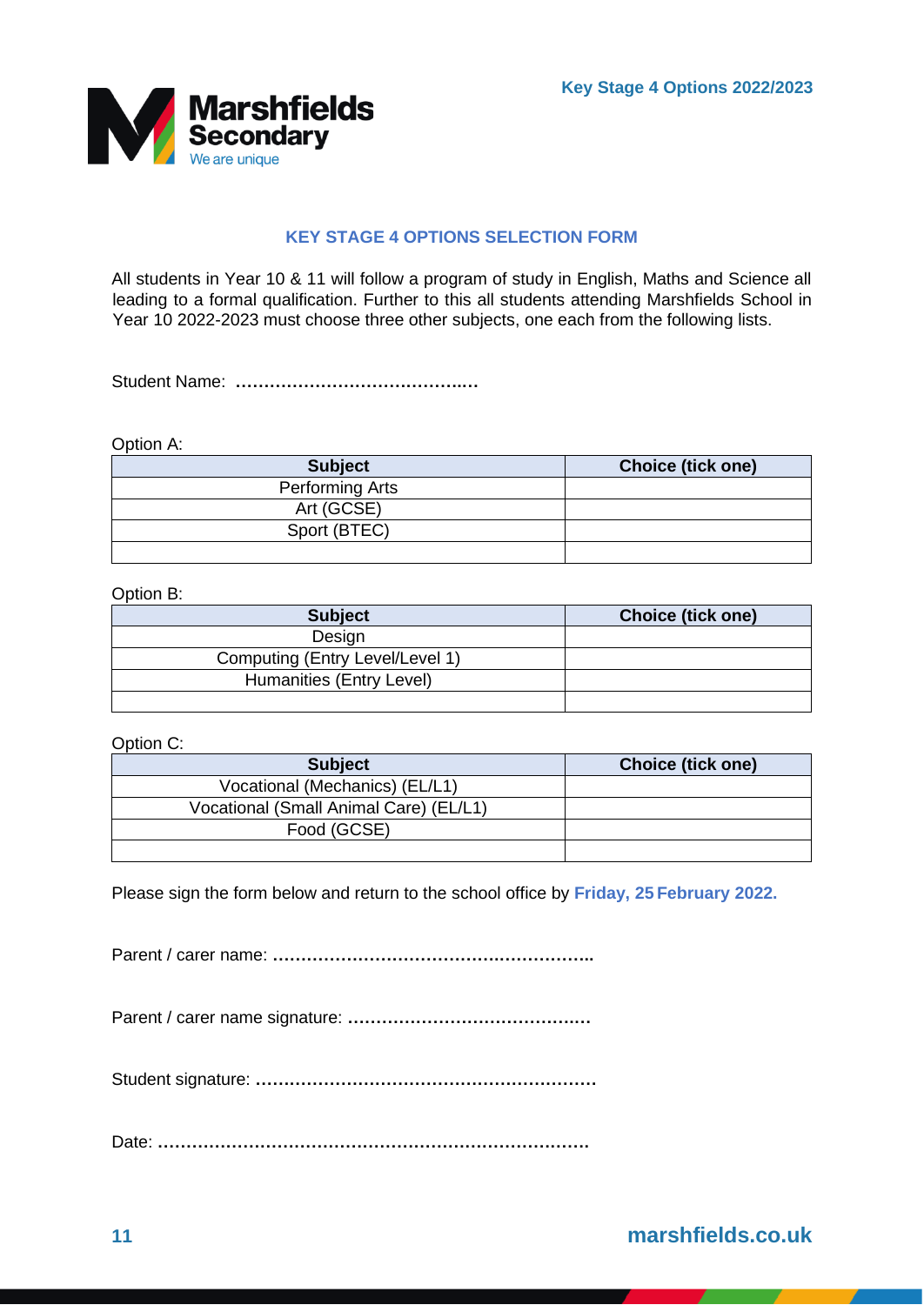## KEY STAGE 4 OPTIONS SELECTION FORM

All students in Year 10 & 11 will follow a program of study in English, Maths and Science all leading to a formal qualification. Further to this all students attending Marshfields School in Year 10 2022-2023 must choose three other subjects, one each from the following lists.

Student Name: ……………………………….…..

Option A:

| Subject | Choice (tick one) |
| --- | --- |
| Performing Arts | |
| Art (GCSE) | |
| Sport (BTEC) | |
| | |

Option B:

| Subject | Choice (tick one) |
| --- | --- |
| Design | |
| Computing (Entry Level/Level 1) | |
| Humanities (Entry Level) | |
| | |

Option C:

| Subject | Choice (tick one) |
| --- | --- |
| Vocational (Mechanics) (EL/L1) | |
| Vocational (Small Animal Care) (EL/L1) | |
| Food (GCSE) | |
| | |

Please sign the form below and return to the school office by **Friday, 25 February 2022.**

Parent / carer name: ………………………………….……………..

Parent / carer name signature: ……………………………….…….

Student signature: ……………………………………………………

Date: …………………………………………………………………